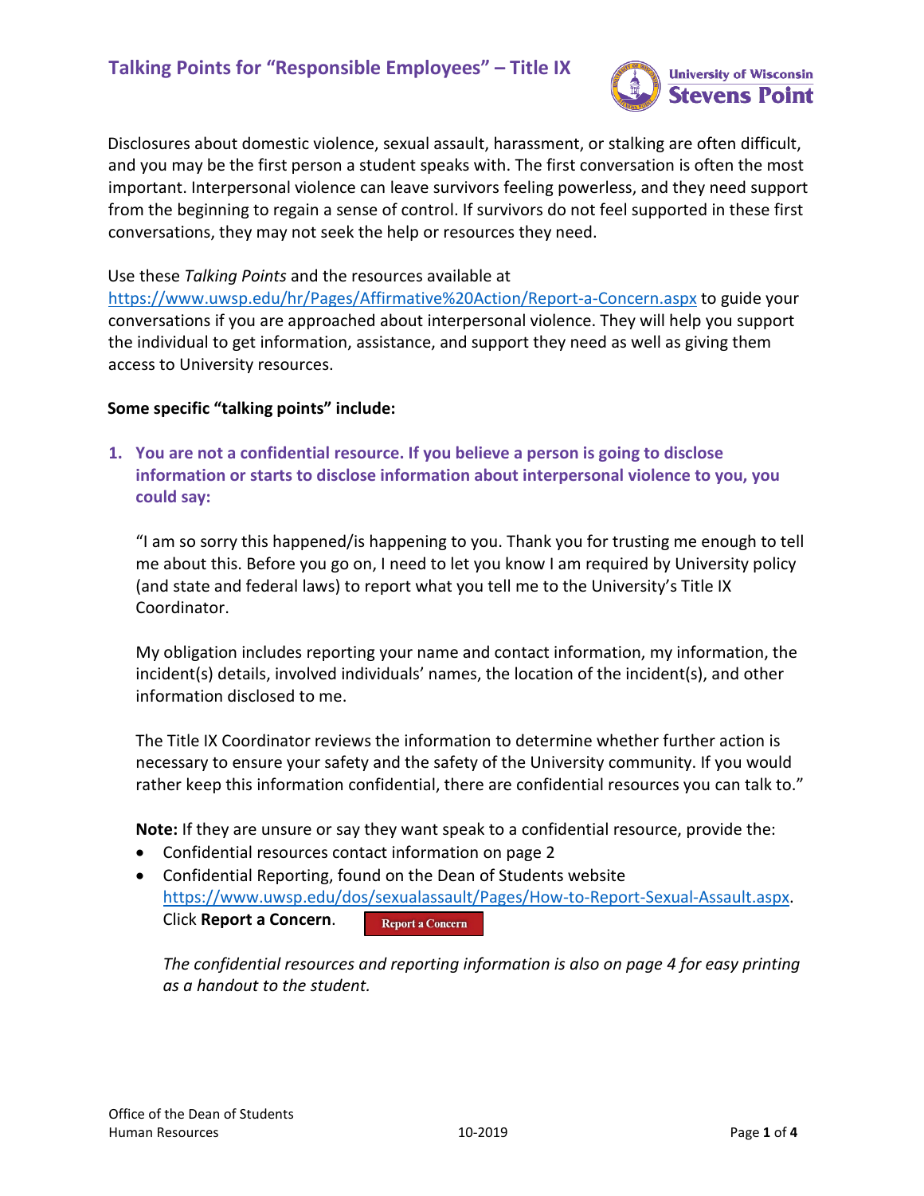# Talking Points for "Responsible Employees" – Title IX

Disclosures about domestic violence, sexual assault, harassment, or stalking are often difficult, and you may be the first person a student speaks with. The first conversation is often the most important. Interpersonal violence can leave survivors feeling powerless, and they need support from the beginning to regain a sense of control. If survivors do not feel supported in these first conversations, they may not seek the help or resources they need.

Use these *Talking Points* and the resources available at https://www.uwsp.edu/hr/Pages/Affirmative%20Action/Report-a-Concern.aspx to guide your conversations if you are approached about interpersonal violence. They will help you support the individual to get information, assistance, and support they need as well as giving them access to University resources.

**Some specific "talking points" include:**

1. **You are not a confidential resource. If you believe a person is going to disclose information or starts to disclose information about interpersonal violence to you, you could say:**

   "I am so sorry this happened/is happening to you. Thank you for trusting me enough to tell me about this. Before you go on, I need to let you know I am required by University policy (and state and federal laws) to report what you tell me to the University's Title IX Coordinator.

   My obligation includes reporting your name and contact information, my information, the incident(s) details, involved individuals' names, the location of the incident(s), and other information disclosed to me.

   The Title IX Coordinator reviews the information to determine whether further action is necessary to ensure your safety and the safety of the University community. If you would rather keep this information confidential, there are confidential resources you can talk to."

   **Note:** If they are unsure or say they want speak to a confidential resource, provide the:
   - Confidential resources contact information on page 2
   - Confidential Reporting, found on the Dean of Students website https://www.uwsp.edu/dos/sexualassault/Pages/How-to-Report-Sexual-Assault.aspx. Click **Report a Concern**. Report a Concern

   *The confidential resources and reporting information is also on page 4 for easy printing as a handout to the student.*

Office of the Dean of Students
Human Resources
10-2019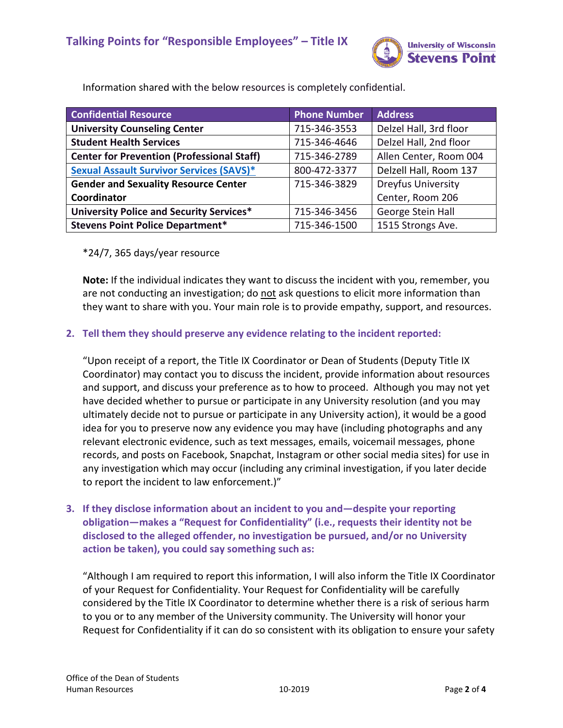Information shared with the below resources is completely confidential.

| Confidential Resource | Phone Number | Address |
| --- | --- | --- |
| **University Counseling Center** | 715-346-3553 | Delzel Hall, 3rd floor |
| **Student Health Services** | 715-346-4646 | Delzel Hall, 2nd floor |
| **Center for Prevention (Professional Staff)** | 715-346-2789 | Allen Center, Room 004 |
| **Sexual Assault Survivor Services (SAVS)*** | 800-472-3377 | Delzell Hall, Room 137 |
| **Gender and Sexuality Resource Center Coordinator** | 715-346-3829 | Dreyfus University Center, Room 206 |
| **University Police and Security Services*** | 715-346-3456 | George Stein Hall |
| **Stevens Point Police Department*** | 715-346-1500 | 1515 Strongs Ave. |

*24/7, 365 days/year resource

**Note:** If the individual indicates they want to discuss the incident with you, remember, you are not conducting an investigation; do not ask questions to elicit more information than they want to share with you. Your main role is to provide empathy, support, and resources.

2. **Tell them they should preserve any evidence relating to the incident reported:**

   "Upon receipt of a report, the Title IX Coordinator or Dean of Students (Deputy Title IX Coordinator) may contact you to discuss the incident, provide information about resources and support, and discuss your preference as to how to proceed. Although you may not yet have decided whether to pursue or participate in any University resolution (and you may ultimately decide not to pursue or participate in any University action), it would be a good idea for you to preserve now any evidence you may have (including photographs and any relevant electronic evidence, such as text messages, emails, voicemail messages, phone records, and posts on Facebook, Snapchat, Instagram or other social media sites) for use in any investigation which may occur (including any criminal investigation, if you later decide to report the incident to law enforcement.)"

3. **If they disclose information about an incident to you and—despite your reporting obligation—makes a "Request for Confidentiality" (i.e., requests their identity not be disclosed to the alleged offender, no investigation be pursued, and/or no University action be taken), you could say something such as:**

   "Although I am required to report this information, I will also inform the Title IX Coordinator of your Request for Confidentiality. Your Request for Confidentiality will be carefully considered by the Title IX Coordinator to determine whether there is a risk of serious harm to you or to any member of the University community. The University will honor your Request for Confidentiality if it can do so consistent with its obligation to ensure your safety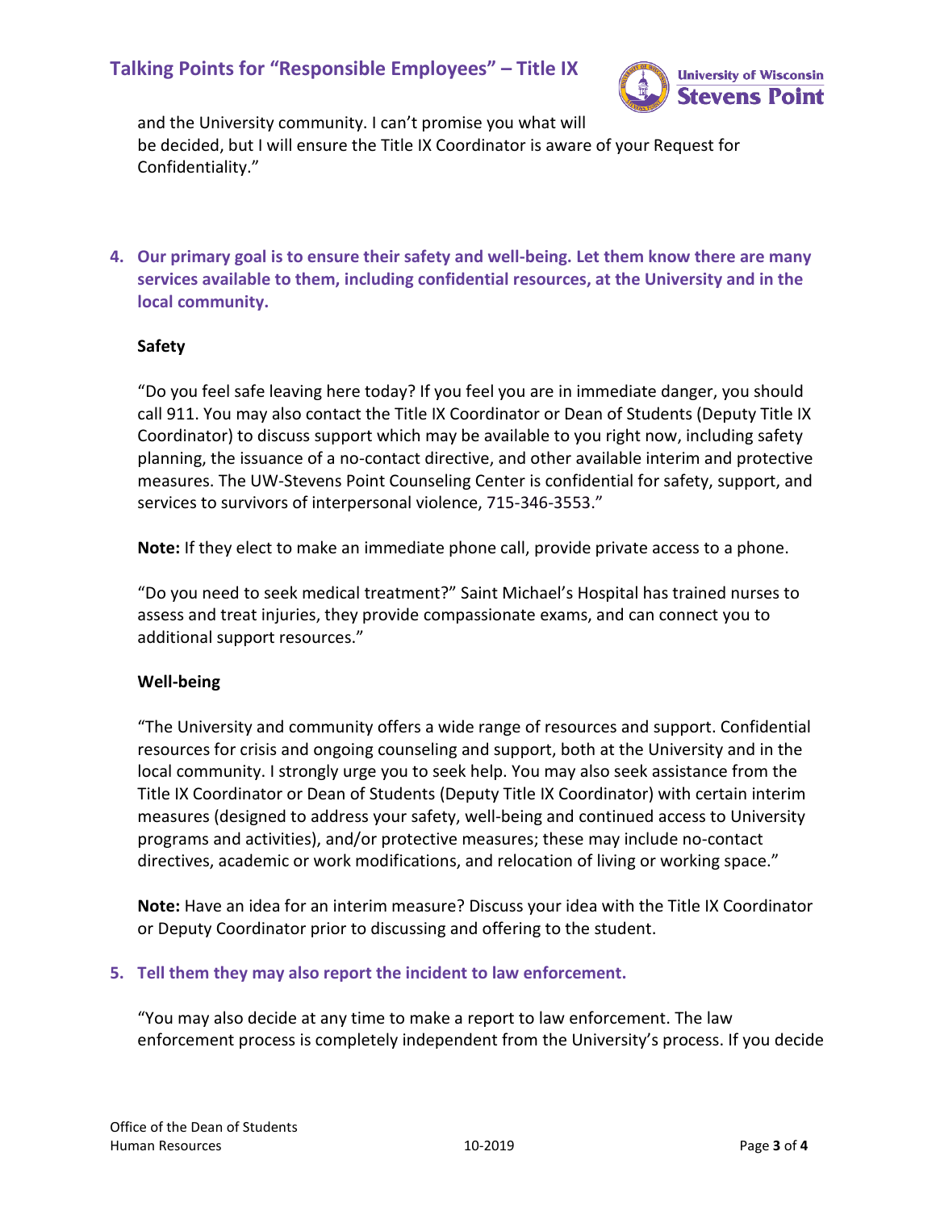and the University community. I can't promise you what will be decided, but I will ensure the Title IX Coordinator is aware of your Request for Confidentiality."

**4. Our primary goal is to ensure their safety and well-being. Let them know there are many services available to them, including confidential resources, at the University and in the local community.**

**Safety**

"Do you feel safe leaving here today? If you feel you are in immediate danger, you should call 911. You may also contact the Title IX Coordinator or Dean of Students (Deputy Title IX Coordinator) to discuss support which may be available to you right now, including safety planning, the issuance of a no-contact directive, and other available interim and protective measures. The UW-Stevens Point Counseling Center is confidential for safety, support, and services to survivors of interpersonal violence, 715-346-3553."

**Note:** If they elect to make an immediate phone call, provide private access to a phone.

"Do you need to seek medical treatment?" Saint Michael's Hospital has trained nurses to assess and treat injuries, they provide compassionate exams, and can connect you to additional support resources."

**Well-being**

"The University and community offers a wide range of resources and support. Confidential resources for crisis and ongoing counseling and support, both at the University and in the local community. I strongly urge you to seek help. You may also seek assistance from the Title IX Coordinator or Dean of Students (Deputy Title IX Coordinator) with certain interim measures (designed to address your safety, well-being and continued access to University programs and activities), and/or protective measures; these may include no-contact directives, academic or work modifications, and relocation of living or working space."

**Note:** Have an idea for an interim measure? Discuss your idea with the Title IX Coordinator or Deputy Coordinator prior to discussing and offering to the student.

**5. Tell them they may also report the incident to law enforcement.**

"You may also decide at any time to make a report to law enforcement. The law enforcement process is completely independent from the University's process. If you decide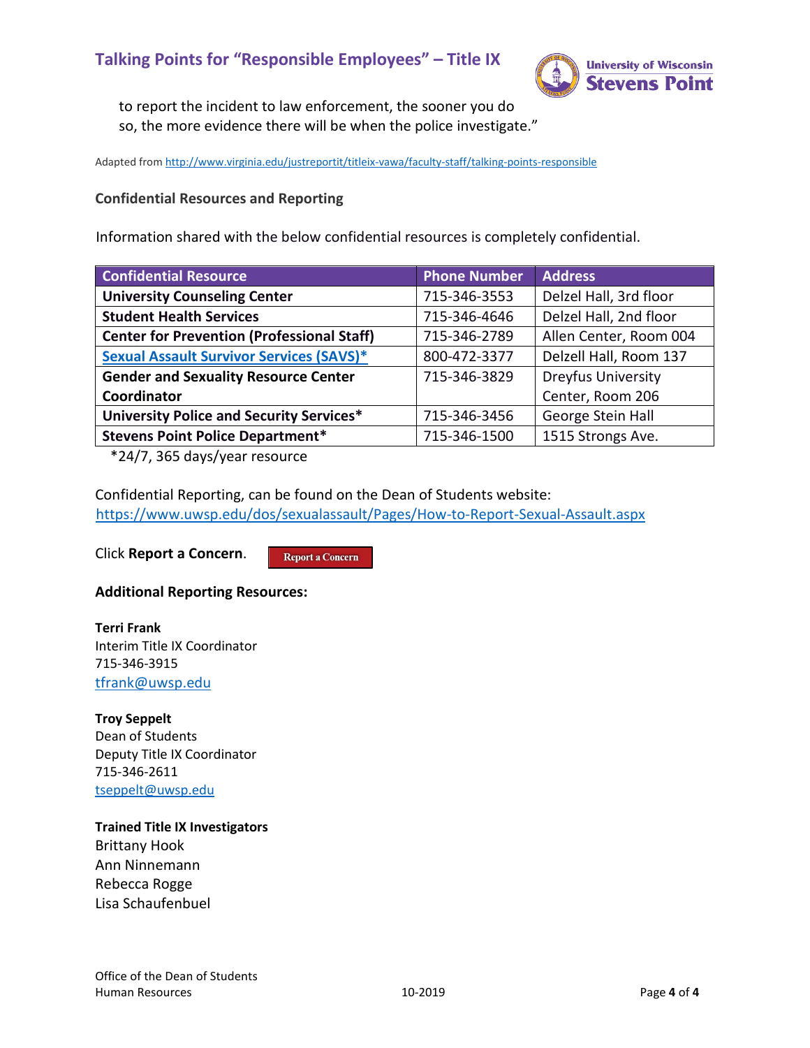to report the incident to law enforcement, the sooner you do so, the more evidence there will be when the police investigate."

Adapted from http://www.virginia.edu/justreportit/titleix-vawa/faculty-staff/talking-points-responsible

### Confidential Resources and Reporting

Information shared with the below confidential resources is completely confidential.

| Confidential Resource | Phone Number | Address |
|---|---|---|
| **University Counseling Center** | 715-346-3553 | Delzel Hall, 3rd floor |
| **Student Health Services** | 715-346-4646 | Delzel Hall, 2nd floor |
| **Center for Prevention (Professional Staff)** | 715-346-2789 | Allen Center, Room 004 |
| **Sexual Assault Survivor Services (SAVS)*** | 800-472-3377 | Delzell Hall, Room 137 |
| **Gender and Sexuality Resource Center Coordinator** | 715-346-3829 | Dreyfus University Center, Room 206 |
| **University Police and Security Services*** | 715-346-3456 | George Stein Hall |
| **Stevens Point Police Department*** | 715-346-1500 | 1515 Strongs Ave. |

*24/7, 365 days/year resource

Confidential Reporting, can be found on the Dean of Students website:
https://www.uwsp.edu/dos/sexualassault/Pages/How-to-Report-Sexual-Assault.aspx

Click **Report a Concern**. Report a Concern

**Additional Reporting Resources:**

**Terri Frank**
Interim Title IX Coordinator
715-346-3915
tfrank@uwsp.edu

**Troy Seppelt**
Dean of Students
Deputy Title IX Coordinator
715-346-2611
tseppelt@uwsp.edu

**Trained Title IX Investigators**
Brittany Hook
Ann Ninnemann
Rebecca Rogge
Lisa Schaufenbuel

Office of the Dean of Students
Human Resources
10-2019